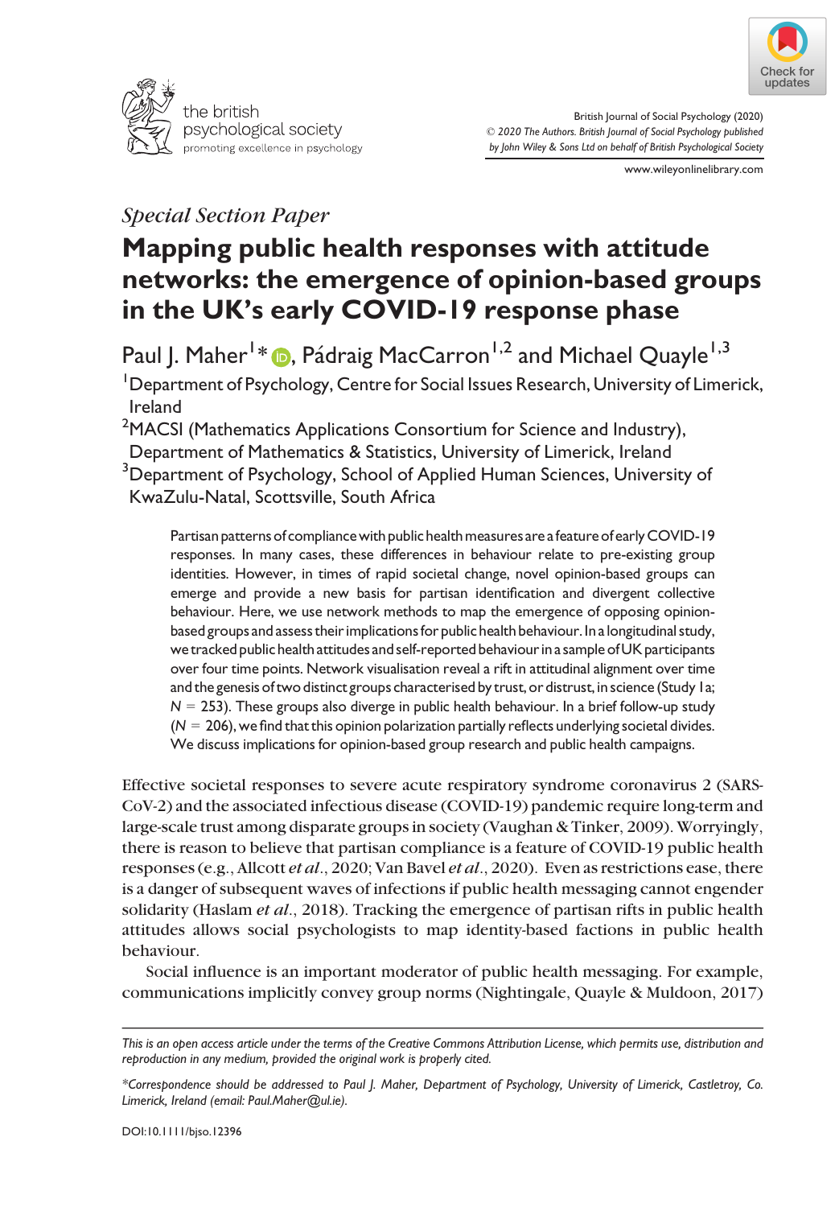*Special Section Paper*

# Mapping public health responses with attitude networks: the emergence of opinion-based groups in the UK's early COVID-19 response phase

Paul J. Maher[1]*, Pádraig MacCarron[1,2] and Michael Quayle[1,3]

[1]Department of Psychology, Centre for Social Issues Research, University of Limerick, Ireland

[2]MACSI (Mathematics Applications Consortium for Science and Industry), Department of Mathematics & Statistics, University of Limerick, Ireland

[3]Department of Psychology, School of Applied Human Sciences, University of KwaZulu-Natal, Scottsville, South Africa

Partisan patterns of compliance with public health measures are a feature of early COVID-19 responses. In many cases, these differences in behaviour relate to pre-existing group identities. However, in times of rapid societal change, novel opinion-based groups can emerge and provide a new basis for partisan identification and divergent collective behaviour. Here, we use network methods to map the emergence of opposing opinion-based groups and assess their implications for public health behaviour. In a longitudinal study, we tracked public health attitudes and self-reported behaviour in a sample of UK participants over four time points. Network visualisation reveal a rift in attitudinal alignment over time and the genesis of two distinct groups characterised by trust, or distrust, in science (Study 1a; $N = 253$). These groups also diverge in public health behaviour. In a brief follow-up study ($N = 206$), we find that this opinion polarization partially reflects underlying societal divides. We discuss implications for opinion-based group research and public health campaigns.

Effective societal responses to severe acute respiratory syndrome coronavirus 2 (SARS-CoV-2) and the associated infectious disease (COVID-19) pandemic require long-term and large-scale trust among disparate groups in society (Vaughan & Tinker, 2009). Worryingly, there is reason to believe that partisan compliance is a feature of COVID-19 public health responses (e.g., Allcott *et al*., 2020; Van Bavel *et al*., 2020). Even as restrictions ease, there is a danger of subsequent waves of infections if public health messaging cannot engender solidarity (Haslam *et al*., 2018). Tracking the emergence of partisan rifts in public health attitudes allows social psychologists to map identity-based factions in public health behaviour.

Social influence is an important moderator of public health messaging. For example, communications implicitly convey group norms (Nightingale, Quayle & Muldoon, 2017)

---

*This is an open access article under the terms of the Creative Commons Attribution License, which permits use, distribution and reproduction in any medium, provided the original work is properly cited.*

*Correspondence should be addressed to Paul J. Maher, Department of Psychology, University of Limerick, Castletroy, Co. Limerick, Ireland (email: Paul.Maher@ul.ie).

DOI:10.1111/bjso.12396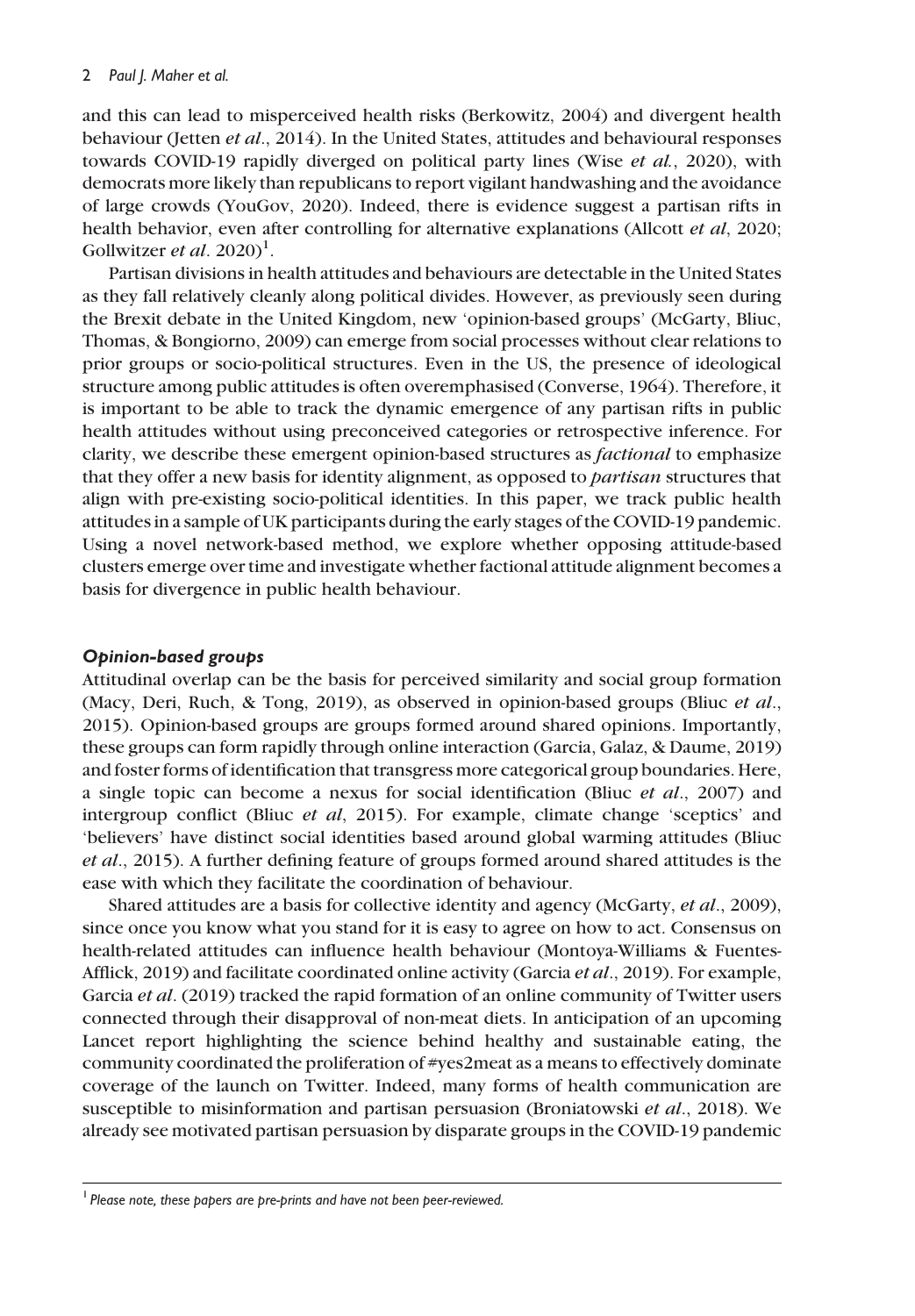and this can lead to misperceived health risks (Berkowitz, 2004) and divergent health behaviour (Jetten *et al*., 2014). In the United States, attitudes and behavioural responses towards COVID-19 rapidly diverged on political party lines (Wise *et al.*, 2020), with democrats more likely than republicans to report vigilant handwashing and the avoidance of large crowds (YouGov, 2020). Indeed, there is evidence suggest a partisan rifts in health behavior, even after controlling for alternative explanations (Allcott *et al*, 2020; Gollwitzer *et al*. 2020)[1].

Partisan divisions in health attitudes and behaviours are detectable in the United States as they fall relatively cleanly along political divides. However, as previously seen during the Brexit debate in the United Kingdom, new 'opinion-based groups' (McGarty, Bliuc, Thomas, & Bongiorno, 2009) can emerge from social processes without clear relations to prior groups or socio-political structures. Even in the US, the presence of ideological structure among public attitudes is often overemphasised (Converse, 1964). Therefore, it is important to be able to track the dynamic emergence of any partisan rifts in public health attitudes without using preconceived categories or retrospective inference. For clarity, we describe these emergent opinion-based structures as *factional* to emphasize that they offer a new basis for identity alignment, as opposed to *partisan* structures that align with pre-existing socio-political identities. In this paper, we track public health attitudes in a sample of UK participants during the early stages of the COVID-19 pandemic. Using a novel network-based method, we explore whether opposing attitude-based clusters emerge over time and investigate whether factional attitude alignment becomes a basis for divergence in public health behaviour.

### *Opinion-based groups*

Attitudinal overlap can be the basis for perceived similarity and social group formation (Macy, Deri, Ruch, & Tong, 2019), as observed in opinion-based groups (Bliuc *et al*., 2015). Opinion-based groups are groups formed around shared opinions. Importantly, these groups can form rapidly through online interaction (Garcia, Galaz, & Daume, 2019) and foster forms of identification that transgress more categorical group boundaries. Here, a single topic can become a nexus for social identification (Bliuc *et al*., 2007) and intergroup conflict (Bliuc *et al*, 2015). For example, climate change 'sceptics' and 'believers' have distinct social identities based around global warming attitudes (Bliuc *et al*., 2015). A further defining feature of groups formed around shared attitudes is the ease with which they facilitate the coordination of behaviour.

Shared attitudes are a basis for collective identity and agency (McGarty, *et al*., 2009), since once you know what you stand for it is easy to agree on how to act. Consensus on health-related attitudes can influence health behaviour (Montoya-Williams & Fuentes-Afflick, 2019) and facilitate coordinated online activity (Garcia *et al*., 2019). For example, Garcia *et al*. (2019) tracked the rapid formation of an online community of Twitter users connected through their disapproval of non-meat diets. In anticipation of an upcoming Lancet report highlighting the science behind healthy and sustainable eating, the community coordinated the proliferation of #yes2meat as a means to effectively dominate coverage of the launch on Twitter. Indeed, many forms of health communication are susceptible to misinformation and partisan persuasion (Broniatowski *et al*., 2018). We already see motivated partisan persuasion by disparate groups in the COVID-19 pandemic

[1] *Please note, these papers are pre-prints and have not been peer-reviewed.*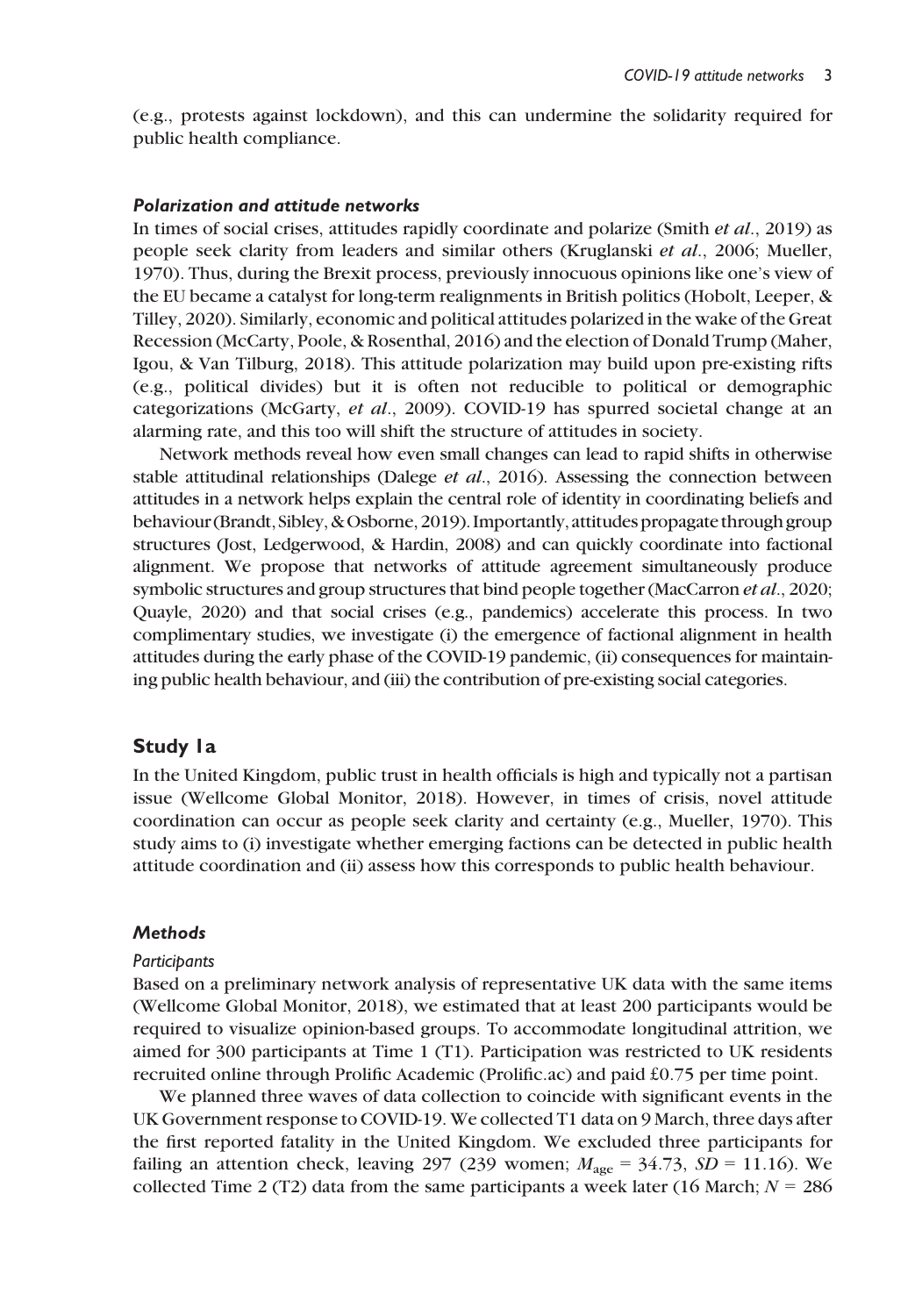(e.g., protests against lockdown), and this can undermine the solidarity required for public health compliance.

### *Polarization and attitude networks*

In times of social crises, attitudes rapidly coordinate and polarize (Smith *et al*., 2019) as people seek clarity from leaders and similar others (Kruglanski *et al*., 2006; Mueller, 1970). Thus, during the Brexit process, previously innocuous opinions like one's view of the EU became a catalyst for long-term realignments in British politics (Hobolt, Leeper, & Tilley, 2020). Similarly, economic and political attitudes polarized in the wake of the Great Recession (McCarty, Poole, & Rosenthal, 2016) and the election of Donald Trump (Maher, Igou, & Van Tilburg, 2018). This attitude polarization may build upon pre-existing rifts (e.g., political divides) but it is often not reducible to political or demographic categorizations (McGarty, *et al*., 2009). COVID-19 has spurred societal change at an alarming rate, and this too will shift the structure of attitudes in society.

Network methods reveal how even small changes can lead to rapid shifts in otherwise stable attitudinal relationships (Dalege *et al*., 2016). Assessing the connection between attitudes in a network helps explain the central role of identity in coordinating beliefs and behaviour (Brandt, Sibley, & Osborne, 2019). Importantly, attitudes propagate through group structures (Jost, Ledgerwood, & Hardin, 2008) and can quickly coordinate into factional alignment. We propose that networks of attitude agreement simultaneously produce symbolic structures and group structures that bind people together (MacCarron *et al*., 2020; Quayle, 2020) and that social crises (e.g., pandemics) accelerate this process. In two complimentary studies, we investigate (i) the emergence of factional alignment in health attitudes during the early phase of the COVID-19 pandemic, (ii) consequences for maintaining public health behaviour, and (iii) the contribution of pre-existing social categories.

## Study 1a

In the United Kingdom, public trust in health officials is high and typically not a partisan issue (Wellcome Global Monitor, 2018). However, in times of crisis, novel attitude coordination can occur as people seek clarity and certainty (e.g., Mueller, 1970). This study aims to (i) investigate whether emerging factions can be detected in public health attitude coordination and (ii) assess how this corresponds to public health behaviour.

### *Methods*

#### *Participants*

Based on a preliminary network analysis of representative UK data with the same items (Wellcome Global Monitor, 2018), we estimated that at least 200 participants would be required to visualize opinion-based groups. To accommodate longitudinal attrition, we aimed for 300 participants at Time 1 (T1). Participation was restricted to UK residents recruited online through Prolific Academic (Prolific.ac) and paid £0.75 per time point.

We planned three waves of data collection to coincide with significant events in the UK Government response to COVID-19. We collected T1 data on 9 March, three days after the first reported fatality in the United Kingdom. We excluded three participants for failing an attention check, leaving 297 (239 women; $M_{\text{age}} = 34.73$, $SD = 11.16$). We collected Time 2 (T2) data from the same participants a week later (16 March; $N = 286$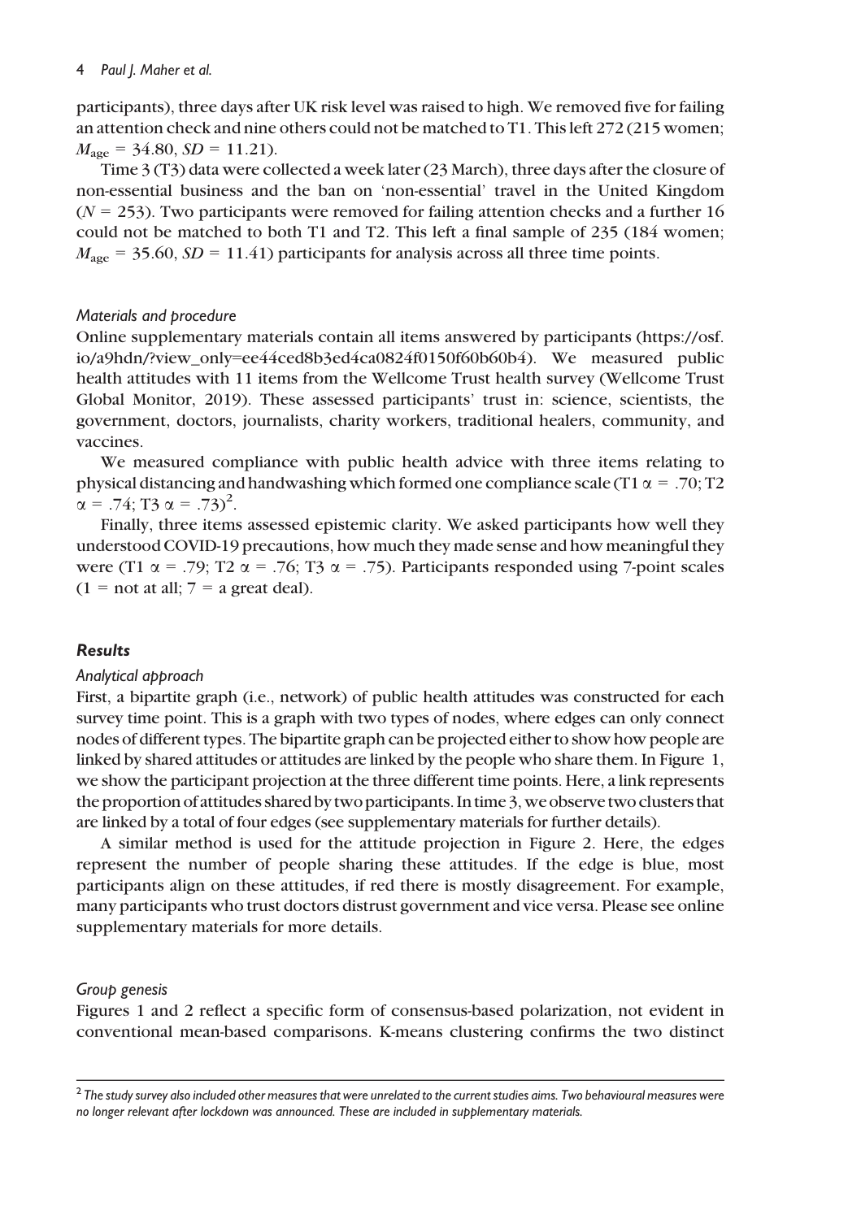participants), three days after UK risk level was raised to high. We removed five for failing an attention check and nine others could not be matched to T1. This left 272 (215 women; $M_{\text{age}} = 34.80$, $SD = 11.21$).

Time 3 (T3) data were collected a week later (23 March), three days after the closure of non-essential business and the ban on 'non-essential' travel in the United Kingdom ($N = 253$). Two participants were removed for failing attention checks and a further 16 could not be matched to both T1 and T2. This left a final sample of 235 (184 women; $M_{\text{age}} = 35.60$, $SD = 11.41$) participants for analysis across all three time points.

### *Materials and procedure*

Online supplementary materials contain all items answered by participants (https://osf.io/a9hdn/?view_only=ee44ced8b3ed4ca0824f0150f60b60b4). We measured public health attitudes with 11 items from the Wellcome Trust health survey (Wellcome Trust Global Monitor, 2019). These assessed participants' trust in: science, scientists, the government, doctors, journalists, charity workers, traditional healers, community, and vaccines.

We measured compliance with public health advice with three items relating to physical distancing and handwashing which formed one compliance scale (T1 $\alpha = .70$; T2 $\alpha = .74$; T3 $\alpha = .73$)[2].

Finally, three items assessed epistemic clarity. We asked participants how well they understood COVID-19 precautions, how much they made sense and how meaningful they were (T1 $\alpha = .79$; T2 $\alpha = .76$; T3 $\alpha = .75$). Participants responded using 7-point scales (1 = not at all; 7 = a great deal).

## **Results**

### *Analytical approach*

First, a bipartite graph (i.e., network) of public health attitudes was constructed for each survey time point. This is a graph with two types of nodes, where edges can only connect nodes of different types. The bipartite graph can be projected either to show how people are linked by shared attitudes or attitudes are linked by the people who share them. In Figure 1, we show the participant projection at the three different time points. Here, a link represents the proportion of attitudes shared by two participants. In time 3, we observe two clusters that are linked by a total of four edges (see supplementary materials for further details).

A similar method is used for the attitude projection in Figure 2. Here, the edges represent the number of people sharing these attitudes. If the edge is blue, most participants align on these attitudes, if red there is mostly disagreement. For example, many participants who trust doctors distrust government and vice versa. Please see online supplementary materials for more details.

### *Group genesis*

Figures 1 and 2 reflect a specific form of consensus-based polarization, not evident in conventional mean-based comparisons. K-means clustering confirms the two distinct

[2] *The study survey also included other measures that were unrelated to the current studies aims. Two behavioural measures were no longer relevant after lockdown was announced. These are included in supplementary materials.*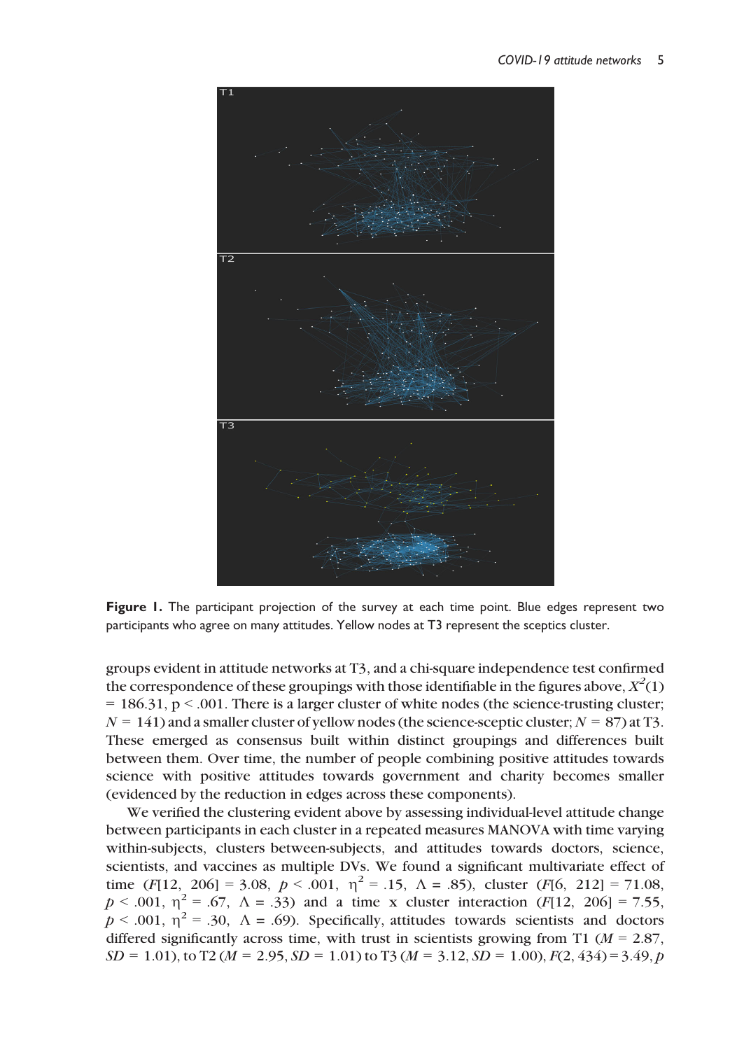**Figure 1.** The participant projection of the survey at each time point. Blue edges represent two participants who agree on many attitudes. Yellow nodes at T3 represent the sceptics cluster.

groups evident in attitude networks at T3, and a chi-square independence test confirmed the correspondence of these groupings with those identifiable in the figures above, $X^2(1) = 186.31$, $p < .001$. There is a larger cluster of white nodes (the science-trusting cluster; $N = 141$) and a smaller cluster of yellow nodes (the science-sceptic cluster; $N = 87$) at T3. These emerged as consensus built within distinct groupings and differences built between them. Over time, the number of people combining positive attitudes towards science with positive attitudes towards government and charity becomes smaller (evidenced by the reduction in edges across these components).

We verified the clustering evident above by assessing individual-level attitude change between participants in each cluster in a repeated measures MANOVA with time varying within-subjects, clusters between-subjects, and attitudes towards doctors, science, scientists, and vaccines as multiple DVs. We found a significant multivariate effect of time ($F[12, 206] = 3.08$, $p < .001$, $\eta^2 = .15$, $\Lambda = .85$), cluster ($F[6, 212] = 71.08$, $p < .001$, $\eta^2 = .67$, $\Lambda = .33$) and a time x cluster interaction ($F[12, 206] = 7.55$, $p < .001$, $\eta^2 = .30$, $\Lambda = .69$). Specifically, attitudes towards scientists and doctors differed significantly across time, with trust in scientists growing from T1 ($M = 2.87$, $SD = 1.01$), to T2 ($M = 2.95$, $SD = 1.01$) to T3 ($M = 3.12$, $SD = 1.00$), $F(2, 434) = 3.49$, $p$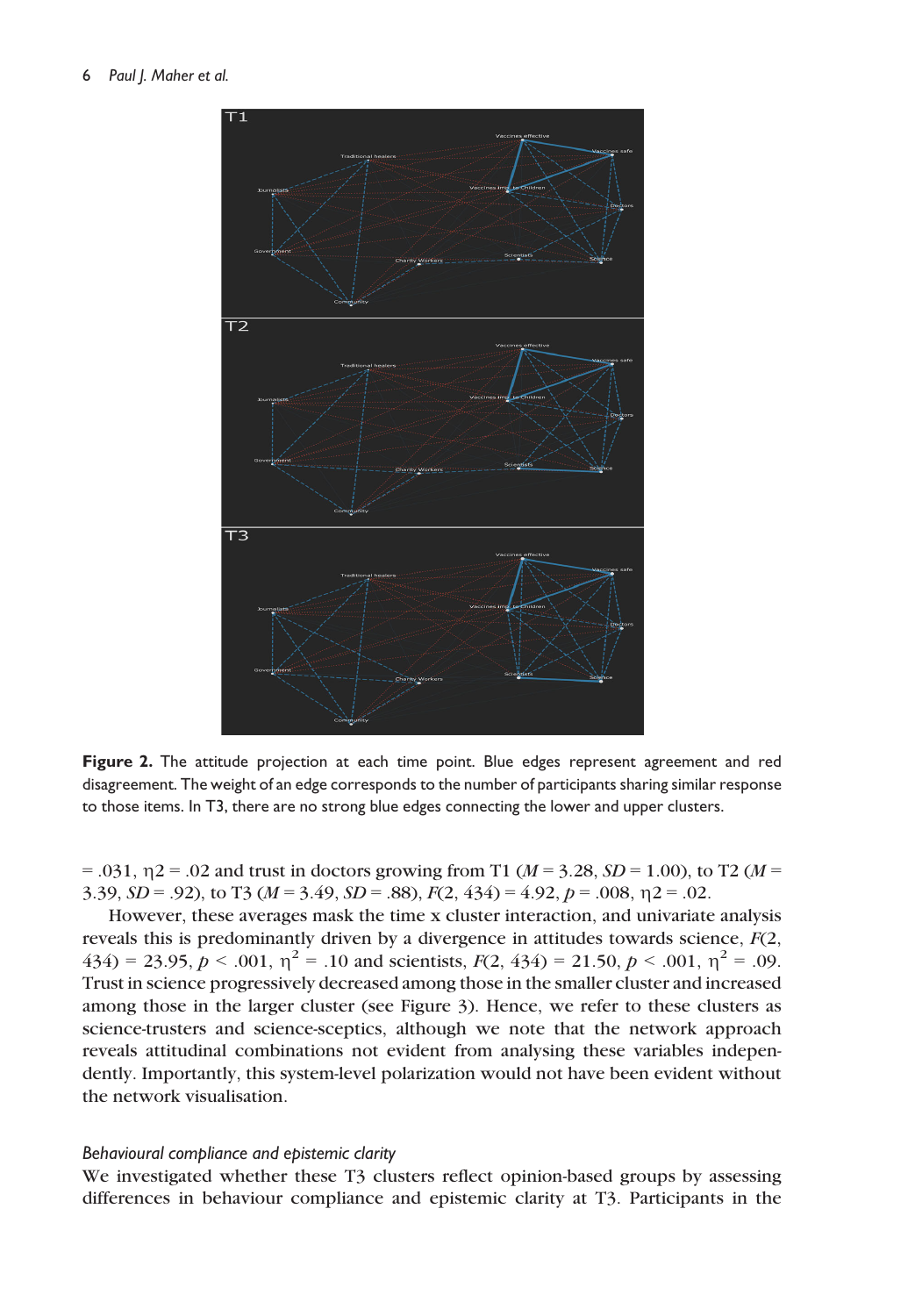**Figure 2.** The attitude projection at each time point. Blue edges represent agreement and red disagreement. The weight of an edge corresponds to the number of participants sharing similar response to those items. In T3, there are no strong blue edges connecting the lower and upper clusters.

= .031, $\eta 2$ = .02 and trust in doctors growing from T1 ($M$ = 3.28, $SD$ = 1.00), to T2 ($M$ = 3.39, $SD$ = .92), to T3 ($M$ = 3.49, $SD$ = .88), $F(2, 434) = 4.92$, $p = .008$, $\eta 2$ = .02.

However, these averages mask the time x cluster interaction, and univariate analysis reveals this is predominantly driven by a divergence in attitudes towards science, $F(2, 434) = 23.95$, $p < .001$, $\eta^2 = .10$ and scientists, $F(2, 434) = 21.50$, $p < .001$, $\eta^2 = .09$. Trust in science progressively decreased among those in the smaller cluster and increased among those in the larger cluster (see Figure 3). Hence, we refer to these clusters as science-trusters and science-sceptics, although we note that the network approach reveals attitudinal combinations not evident from analysing these variables independently. Importantly, this system-level polarization would not have been evident without the network visualisation.

### *Behavioural compliance and epistemic clarity*

We investigated whether these T3 clusters reflect opinion-based groups by assessing differences in behaviour compliance and epistemic clarity at T3. Participants in the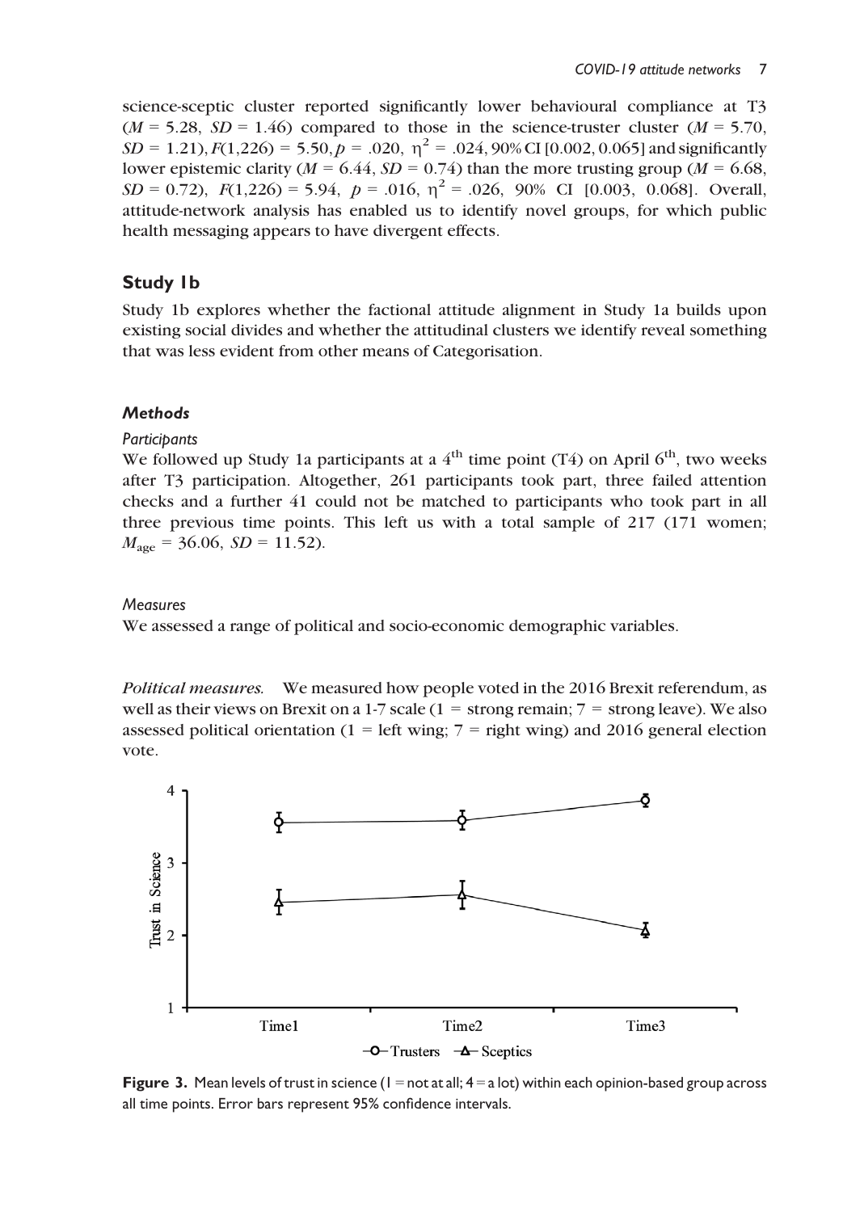science-sceptic cluster reported significantly lower behavioural compliance at T3 ($M$ = 5.28, $SD$ = 1.46) compared to those in the science-truster cluster ($M$ = 5.70, $SD$ = 1.21), $F(1,226) = 5.50, p = .020, \eta^2 = .024$, 90% CI [0.002, 0.065] and significantly lower epistemic clarity ($M$ = 6.44, $SD$ = 0.74) than the more trusting group ($M$ = 6.68, $SD$ = 0.72), $F(1,226) = 5.94$, $p = .016$, $\eta^2 = .026$, 90% CI [0.003, 0.068]. Overall, attitude-network analysis has enabled us to identify novel groups, for which public health messaging appears to have divergent effects.

## Study 1b

Study 1b explores whether the factional attitude alignment in Study 1a builds upon existing social divides and whether the attitudinal clusters we identify reveal something that was less evident from other means of Categorisation.

### *Methods*

#### *Participants*

We followed up Study 1a participants at a 4th time point (T4) on April 6th, two weeks after T3 participation. Altogether, 261 participants took part, three failed attention checks and a further 41 could not be matched to participants who took part in all three previous time points. This left us with a total sample of 217 (171 women; $M_{age}$ = 36.06, $SD$ = 11.52).

#### *Measures*

We assessed a range of political and socio-economic demographic variables.

*Political measures.* We measured how people voted in the 2016 Brexit referendum, as well as their views on Brexit on a 1-7 scale (1 = strong remain; 7 = strong leave). We also assessed political orientation (1 = left wing; 7 = right wing) and 2016 general election vote.

**Figure 3.** Mean levels of trust in science (1 = not at all; 4 = a lot) within each opinion-based group across all time points. Error bars represent 95% confidence intervals.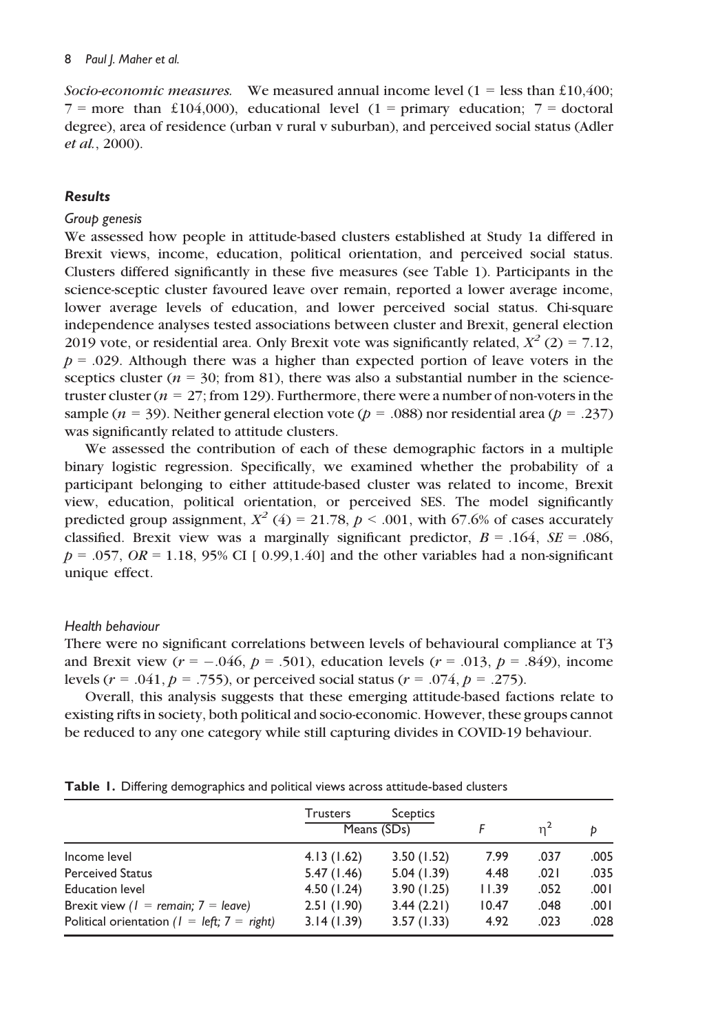*Socio-economic measures.* We measured annual income level (1 = less than £10,400; 7 = more than £104,000), educational level (1 = primary education; 7 = doctoral degree), area of residence (urban v rural v suburban), and perceived social status (Adler *et al.*, 2000).

### *Results*

#### *Group genesis*

We assessed how people in attitude-based clusters established at Study 1a differed in Brexit views, income, education, political orientation, and perceived social status. Clusters differed significantly in these five measures (see Table 1). Participants in the science-sceptic cluster favoured leave over remain, reported a lower average income, lower average levels of education, and lower perceived social status. Chi-square independence analyses tested associations between cluster and Brexit, general election 2019 vote, or residential area. Only Brexit vote was significantly related, $X^2$ (2) = 7.12, $p = .029$. Although there was a higher than expected portion of leave voters in the sceptics cluster ($n = 30$; from 81), there was also a substantial number in the science-truster cluster ($n = 27$; from 129). Furthermore, there were a number of non-voters in the sample ($n = 39$). Neither general election vote ($p = .088$) nor residential area ($p = .237$) was significantly related to attitude clusters.

We assessed the contribution of each of these demographic factors in a multiple binary logistic regression. Specifically, we examined whether the probability of a participant belonging to either attitude-based cluster was related to income, Brexit view, education, political orientation, or perceived SES. The model significantly predicted group assignment, $X^2$ (4) = 21.78, $p < .001$, with 67.6% of cases accurately classified. Brexit view was a marginally significant predictor, $B = .164$, $SE = .086$, $p = .057$, $OR = 1.18$, 95% CI [ 0.99,1.40] and the other variables had a non-significant unique effect.

#### *Health behaviour*

There were no significant correlations between levels of behavioural compliance at T3 and Brexit view ($r = -.046$, $p = .501$), education levels ($r = .013$, $p = .849$), income levels ($r = .041$, $p = .755$), or perceived social status ($r = .074$, $p = .275$).

Overall, this analysis suggests that these emerging attitude-based factions relate to existing rifts in society, both political and socio-economic. However, these groups cannot be reduced to any one category while still capturing divides in COVID-19 behaviour.

**Table 1.** Differing demographics and political views across attitude-based clusters

| | Trusters | Sceptics | | | |
|---|---|---|---|---|---|
| | Means (SDs) | | $F$ | $\eta^2$ | $p$ |
| Income level | 4.13 (1.62) | 3.50 (1.52) | 7.99 | .037 | .005 |
| Perceived Status | 5.47 (1.46) | 5.04 (1.39) | 4.48 | .021 | .035 |
| Education level | 4.50 (1.24) | 3.90 (1.25) | 11.39 | .052 | .001 |
| Brexit view (*1 = remain; 7 = leave*) | 2.51 (1.90) | 3.44 (2.21) | 10.47 | .048 | .001 |
| Political orientation (*1 = left; 7 = right*) | 3.14 (1.39) | 3.57 (1.33) | 4.92 | .023 | .028 |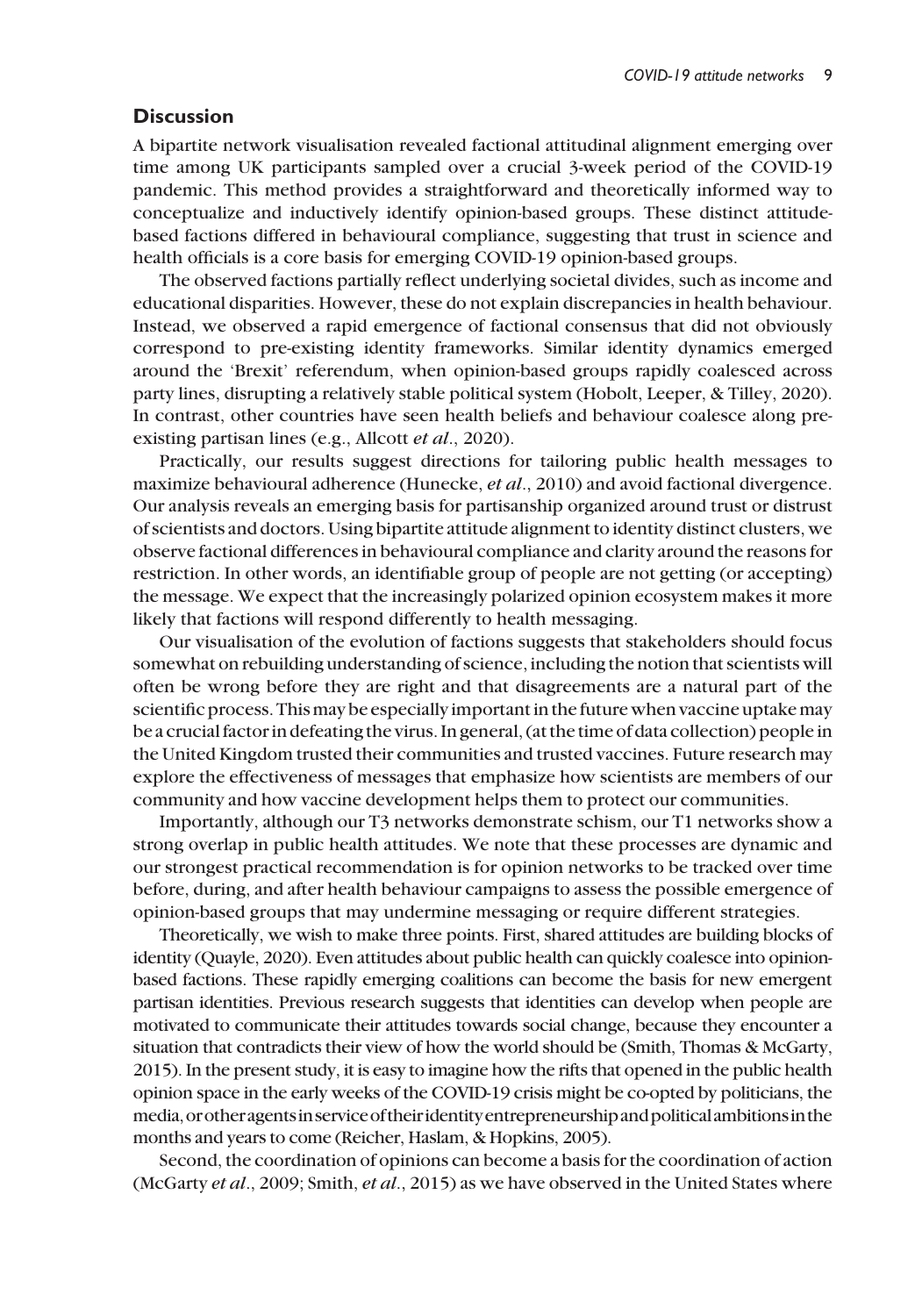## Discussion

A bipartite network visualisation revealed factional attitudinal alignment emerging over time among UK participants sampled over a crucial 3-week period of the COVID-19 pandemic. This method provides a straightforward and theoretically informed way to conceptualize and inductively identify opinion-based groups. These distinct attitude-based factions differed in behavioural compliance, suggesting that trust in science and health officials is a core basis for emerging COVID-19 opinion-based groups.

The observed factions partially reflect underlying societal divides, such as income and educational disparities. However, these do not explain discrepancies in health behaviour. Instead, we observed a rapid emergence of factional consensus that did not obviously correspond to pre-existing identity frameworks. Similar identity dynamics emerged around the 'Brexit' referendum, when opinion-based groups rapidly coalesced across party lines, disrupting a relatively stable political system (Hobolt, Leeper, & Tilley, 2020). In contrast, other countries have seen health beliefs and behaviour coalesce along pre-existing partisan lines (e.g., Allcott *et al*., 2020).

Practically, our results suggest directions for tailoring public health messages to maximize behavioural adherence (Hunecke, *et al*., 2010) and avoid factional divergence. Our analysis reveals an emerging basis for partisanship organized around trust or distrust of scientists and doctors. Using bipartite attitude alignment to identity distinct clusters, we observe factional differences in behavioural compliance and clarity around the reasons for restriction. In other words, an identifiable group of people are not getting (or accepting) the message. We expect that the increasingly polarized opinion ecosystem makes it more likely that factions will respond differently to health messaging.

Our visualisation of the evolution of factions suggests that stakeholders should focus somewhat on rebuilding understanding of science, including the notion that scientists will often be wrong before they are right and that disagreements are a natural part of the scientific process. This may be especially important in the future when vaccine uptake may be a crucial factor in defeating the virus. In general, (at the time of data collection) people in the United Kingdom trusted their communities and trusted vaccines. Future research may explore the effectiveness of messages that emphasize how scientists are members of our community and how vaccine development helps them to protect our communities.

Importantly, although our T3 networks demonstrate schism, our T1 networks show a strong overlap in public health attitudes. We note that these processes are dynamic and our strongest practical recommendation is for opinion networks to be tracked over time before, during, and after health behaviour campaigns to assess the possible emergence of opinion-based groups that may undermine messaging or require different strategies.

Theoretically, we wish to make three points. First, shared attitudes are building blocks of identity (Quayle, 2020). Even attitudes about public health can quickly coalesce into opinion-based factions. These rapidly emerging coalitions can become the basis for new emergent partisan identities. Previous research suggests that identities can develop when people are motivated to communicate their attitudes towards social change, because they encounter a situation that contradicts their view of how the world should be (Smith, Thomas & McGarty, 2015). In the present study, it is easy to imagine how the rifts that opened in the public health opinion space in the early weeks of the COVID-19 crisis might be co-opted by politicians, the media, or other agents in service of their identity entrepreneurship and political ambitions in the months and years to come (Reicher, Haslam, & Hopkins, 2005).

Second, the coordination of opinions can become a basis for the coordination of action (McGarty *et al*., 2009; Smith, *et al*., 2015) as we have observed in the United States where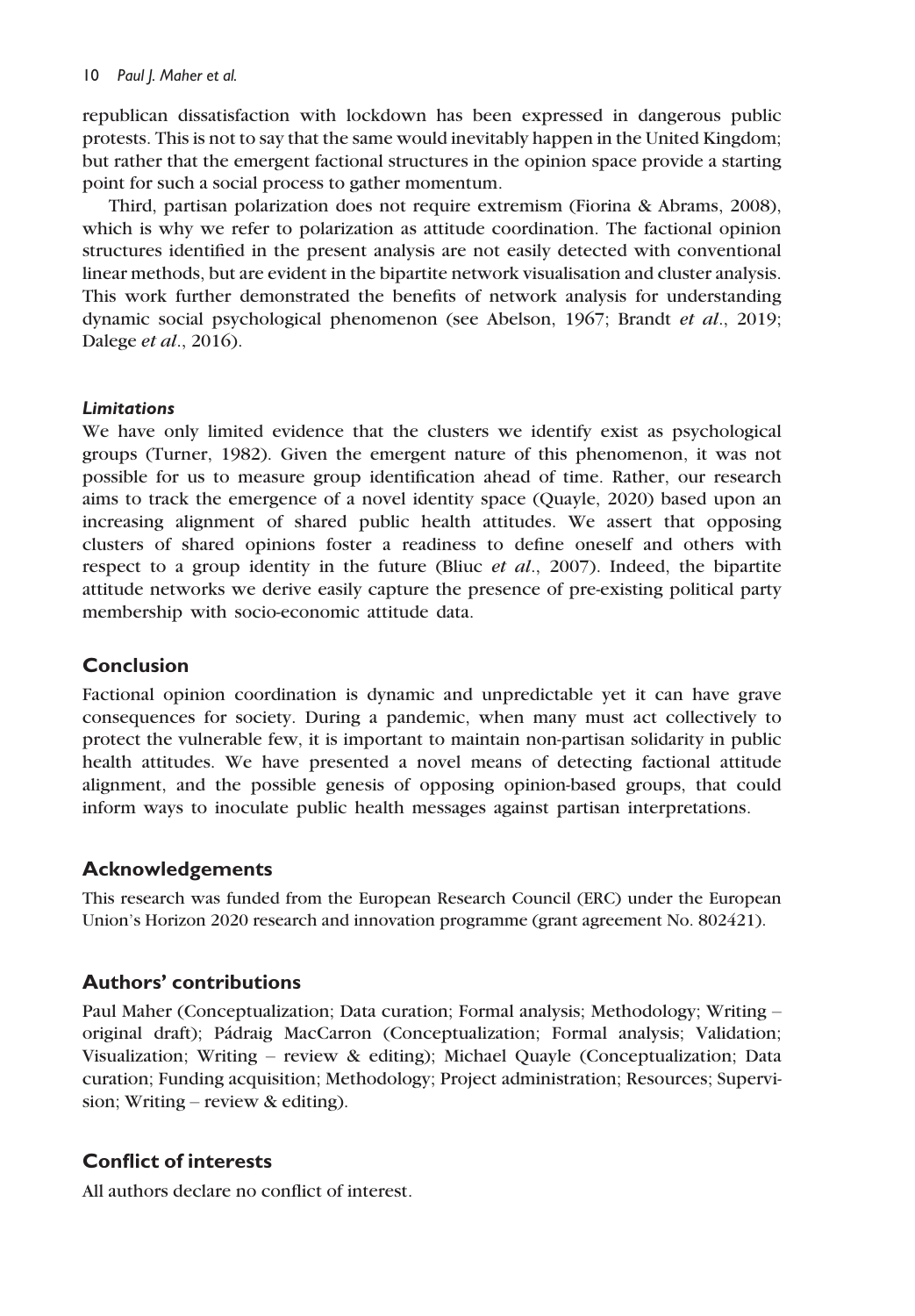republican dissatisfaction with lockdown has been expressed in dangerous public protests. This is not to say that the same would inevitably happen in the United Kingdom; but rather that the emergent factional structures in the opinion space provide a starting point for such a social process to gather momentum.

Third, partisan polarization does not require extremism (Fiorina & Abrams, 2008), which is why we refer to polarization as attitude coordination. The factional opinion structures identified in the present analysis are not easily detected with conventional linear methods, but are evident in the bipartite network visualisation and cluster analysis. This work further demonstrated the benefits of network analysis for understanding dynamic social psychological phenomenon (see Abelson, 1967; Brandt *et al*., 2019; Dalege *et al*., 2016).

### *Limitations*

We have only limited evidence that the clusters we identify exist as psychological groups (Turner, 1982). Given the emergent nature of this phenomenon, it was not possible for us to measure group identification ahead of time. Rather, our research aims to track the emergence of a novel identity space (Quayle, 2020) based upon an increasing alignment of shared public health attitudes. We assert that opposing clusters of shared opinions foster a readiness to define oneself and others with respect to a group identity in the future (Bliuc *et al*., 2007). Indeed, the bipartite attitude networks we derive easily capture the presence of pre-existing political party membership with socio-economic attitude data.

## Conclusion

Factional opinion coordination is dynamic and unpredictable yet it can have grave consequences for society. During a pandemic, when many must act collectively to protect the vulnerable few, it is important to maintain non-partisan solidarity in public health attitudes. We have presented a novel means of detecting factional attitude alignment, and the possible genesis of opposing opinion-based groups, that could inform ways to inoculate public health messages against partisan interpretations.

## Acknowledgements

This research was funded from the European Research Council (ERC) under the European Union's Horizon 2020 research and innovation programme (grant agreement No. 802421).

## Authors' contributions

Paul Maher (Conceptualization; Data curation; Formal analysis; Methodology; Writing – original draft); Pádraig MacCarron (Conceptualization; Formal analysis; Validation; Visualization; Writing – review & editing); Michael Quayle (Conceptualization; Data curation; Funding acquisition; Methodology; Project administration; Resources; Supervision; Writing – review & editing).

## Conflict of interests

All authors declare no conflict of interest.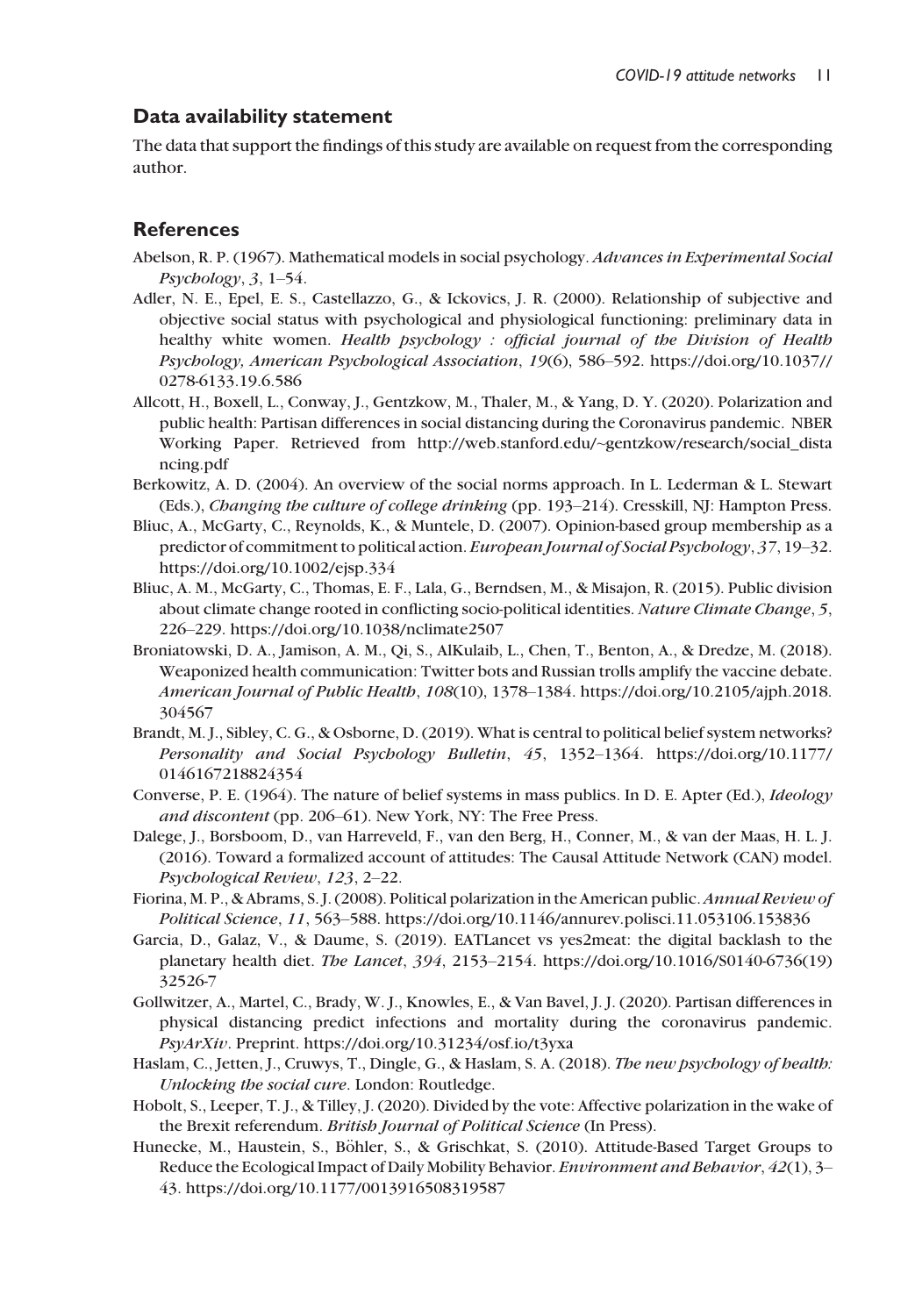## Data availability statement

The data that support the findings of this study are available on request from the corresponding author.

## References

Abelson, R. P. (1967). Mathematical models in social psychology. *Advances in Experimental Social Psychology*, *3*, 1–54.

Adler, N. E., Epel, E. S., Castellazzo, G., & Ickovics, J. R. (2000). Relationship of subjective and objective social status with psychological and physiological functioning: preliminary data in healthy white women. *Health psychology : official journal of the Division of Health Psychology, American Psychological Association*, *19*(6), 586–592. https://doi.org/10.1037//0278-6133.19.6.586

Allcott, H., Boxell, L., Conway, J., Gentzkow, M., Thaler, M., & Yang, D. Y. (2020). Polarization and public health: Partisan differences in social distancing during the Coronavirus pandemic. NBER Working Paper. Retrieved from http://web.stanford.edu/~gentzkow/research/social_distancing.pdf

Berkowitz, A. D. (2004). An overview of the social norms approach. In L. Lederman & L. Stewart (Eds.), *Changing the culture of college drinking* (pp. 193–214). Cresskill, NJ: Hampton Press.

Bliuc, A., McGarty, C., Reynolds, K., & Muntele, D. (2007). Opinion-based group membership as a predictor of commitment to political action. *European Journal of Social Psychology*, *37*, 19–32. https://doi.org/10.1002/ejsp.334

Bliuc, A. M., McGarty, C., Thomas, E. F., Lala, G., Berndsen, M., & Misajon, R. (2015). Public division about climate change rooted in conflicting socio-political identities. *Nature Climate Change*, *5*, 226–229. https://doi.org/10.1038/nclimate2507

Broniatowski, D. A., Jamison, A. M., Qi, S., AlKulaib, L., Chen, T., Benton, A., & Dredze, M. (2018). Weaponized health communication: Twitter bots and Russian trolls amplify the vaccine debate. *American Journal of Public Health*, *108*(10), 1378–1384. https://doi.org/10.2105/ajph.2018.304567

Brandt, M. J., Sibley, C. G., & Osborne, D. (2019). What is central to political belief system networks? *Personality and Social Psychology Bulletin*, *45*, 1352–1364. https://doi.org/10.1177/0146167218824354

Converse, P. E. (1964). The nature of belief systems in mass publics. In D. E. Apter (Ed.), *Ideology and discontent* (pp. 206–61). New York, NY: The Free Press.

Dalege, J., Borsboom, D., van Harreveld, F., van den Berg, H., Conner, M., & van der Maas, H. L. J. (2016). Toward a formalized account of attitudes: The Causal Attitude Network (CAN) model. *Psychological Review*, *123*, 2–22.

Fiorina, M. P., & Abrams, S. J. (2008). Political polarization in the American public. *Annual Review of Political Science*, *11*, 563–588. https://doi.org/10.1146/annurev.polisci.11.053106.153836

Garcia, D., Galaz, V., & Daume, S. (2019). EATLancet vs yes2meat: the digital backlash to the planetary health diet. *The Lancet*, *394*, 2153–2154. https://doi.org/10.1016/S0140-6736(19)32526-7

Gollwitzer, A., Martel, C., Brady, W. J., Knowles, E., & Van Bavel, J. J. (2020). Partisan differences in physical distancing predict infections and mortality during the coronavirus pandemic. *PsyArXiv*. Preprint. https://doi.org/10.31234/osf.io/t3yxa

Haslam, C., Jetten, J., Cruwys, T., Dingle, G., & Haslam, S. A. (2018). *The new psychology of health: Unlocking the social cure*. London: Routledge.

Hobolt, S., Leeper, T. J., & Tilley, J. (2020). Divided by the vote: Affective polarization in the wake of the Brexit referendum. *British Journal of Political Science* (In Press).

Hunecke, M., Haustein, S., Böhler, S., & Grischkat, S. (2010). Attitude-Based Target Groups to Reduce the Ecological Impact of Daily Mobility Behavior. *Environment and Behavior*, *42*(1), 3–43. https://doi.org/10.1177/0013916508319587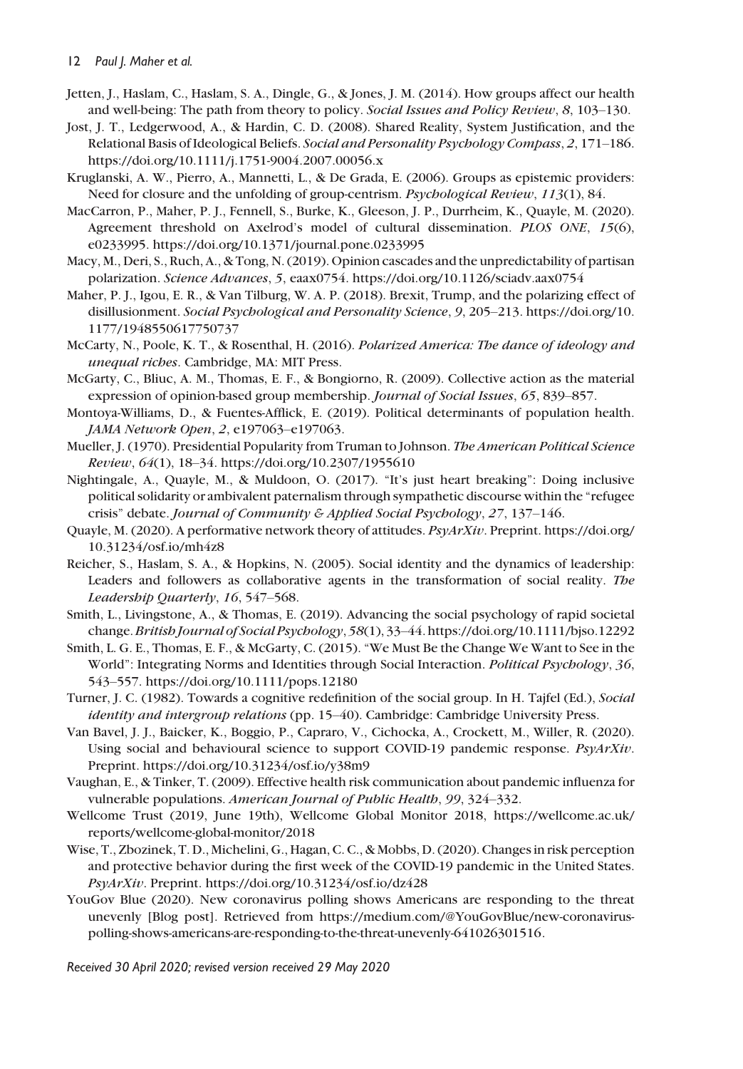Jetten, J., Haslam, C., Haslam, S. A., Dingle, G., & Jones, J. M. (2014). How groups affect our health and well-being: The path from theory to policy. *Social Issues and Policy Review*, *8*, 103–130.

Jost, J. T., Ledgerwood, A., & Hardin, C. D. (2008). Shared Reality, System Justification, and the Relational Basis of Ideological Beliefs. *Social and Personality Psychology Compass*, *2*, 171–186. https://doi.org/10.1111/j.1751-9004.2007.00056.x

Kruglanski, A. W., Pierro, A., Mannetti, L., & De Grada, E. (2006). Groups as epistemic providers: Need for closure and the unfolding of group-centrism. *Psychological Review*, *113*(1), 84.

MacCarron, P., Maher, P. J., Fennell, S., Burke, K., Gleeson, J. P., Durrheim, K., Quayle, M. (2020). Agreement threshold on Axelrod's model of cultural dissemination. *PLOS ONE*, *15*(6), e0233995. https://doi.org/10.1371/journal.pone.0233995

Macy, M., Deri, S., Ruch, A., & Tong, N. (2019). Opinion cascades and the unpredictability of partisan polarization. *Science Advances*, *5*, eaax0754. https://doi.org/10.1126/sciadv.aax0754

Maher, P. J., Igou, E. R., & Van Tilburg, W. A. P. (2018). Brexit, Trump, and the polarizing effect of disillusionment. *Social Psychological and Personality Science*, *9*, 205–213. https://doi.org/10.1177/1948550617750737

McCarty, N., Poole, K. T., & Rosenthal, H. (2016). *Polarized America: The dance of ideology and unequal riches*. Cambridge, MA: MIT Press.

McGarty, C., Bliuc, A. M., Thomas, E. F., & Bongiorno, R. (2009). Collective action as the material expression of opinion-based group membership. *Journal of Social Issues*, *65*, 839–857.

Montoya-Williams, D., & Fuentes-Afflick, E. (2019). Political determinants of population health. *JAMA Network Open*, *2*, e197063–e197063.

Mueller, J. (1970). Presidential Popularity from Truman to Johnson. *The American Political Science Review*, *64*(1), 18–34. https://doi.org/10.2307/1955610

Nightingale, A., Quayle, M., & Muldoon, O. (2017). "It's just heart breaking": Doing inclusive political solidarity or ambivalent paternalism through sympathetic discourse within the "refugee crisis" debate. *Journal of Community & Applied Social Psychology*, *27*, 137–146.

Quayle, M. (2020). A performative network theory of attitudes. *PsyArXiv*. Preprint. https://doi.org/10.31234/osf.io/mh4z8

Reicher, S., Haslam, S. A., & Hopkins, N. (2005). Social identity and the dynamics of leadership: Leaders and followers as collaborative agents in the transformation of social reality. *The Leadership Quarterly*, *16*, 547–568.

Smith, L., Livingstone, A., & Thomas, E. (2019). Advancing the social psychology of rapid societal change. *British Journal of Social Psychology*, *58*(1), 33–44. https://doi.org/10.1111/bjso.12292

Smith, L. G. E., Thomas, E. F., & McGarty, C. (2015). "We Must Be the Change We Want to See in the World": Integrating Norms and Identities through Social Interaction. *Political Psychology*, *36*, 543–557. https://doi.org/10.1111/pops.12180

Turner, J. C. (1982). Towards a cognitive redefinition of the social group. In H. Tajfel (Ed.), *Social identity and intergroup relations* (pp. 15–40). Cambridge: Cambridge University Press.

Van Bavel, J. J., Baicker, K., Boggio, P., Capraro, V., Cichocka, A., Crockett, M., Willer, R. (2020). Using social and behavioural science to support COVID-19 pandemic response. *PsyArXiv*. Preprint. https://doi.org/10.31234/osf.io/y38m9

Vaughan, E., & Tinker, T. (2009). Effective health risk communication about pandemic influenza for vulnerable populations. *American Journal of Public Health*, *99*, 324–332.

Wellcome Trust (2019, June 19th), Wellcome Global Monitor 2018, https://wellcome.ac.uk/reports/wellcome-global-monitor/2018

Wise, T., Zbozinek, T. D., Michelini, G., Hagan, C. C., & Mobbs, D. (2020). Changes in risk perception and protective behavior during the first week of the COVID-19 pandemic in the United States. *PsyArXiv*. Preprint. https://doi.org/10.31234/osf.io/dz428

YouGov Blue (2020). New coronavirus polling shows Americans are responding to the threat unevenly [Blog post]. Retrieved from https://medium.com/@YouGovBlue/new-coronavirus-polling-shows-americans-are-responding-to-the-threat-unevenly-641026301516.

*Received 30 April 2020; revised version received 29 May 2020*